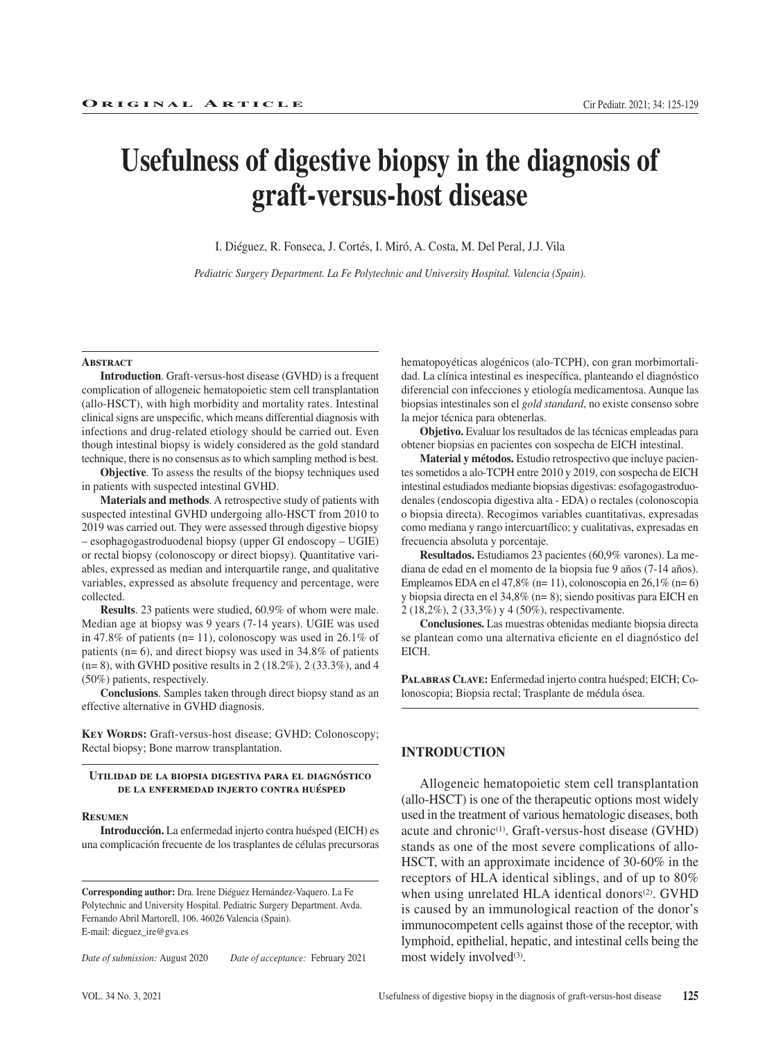ORIGINAL ARTICLE

# Usefulness of digestive biopsy in the diagnosis of graft-versus-host disease

I. Diéguez, R. Fonseca, J. Cortés, I. Miró, A. Costa, M. Del Peral, J.J. Vila

*Pediatric Surgery Department. La Fe Polytechnic and University Hospital. Valencia (Spain).*

## Abstract

**Introduction**. Graft-versus-host disease (GVHD) is a frequent complication of allogeneic hematopoietic stem cell transplantation (allo-HSCT), with high morbidity and mortality rates. Intestinal clinical signs are unspecific, which means differential diagnosis with infections and drug-related etiology should be carried out. Even though intestinal biopsy is widely considered as the gold standard technique, there is no consensus as to which sampling method is best.

**Objective**. To assess the results of the biopsy techniques used in patients with suspected intestinal GVHD.

**Materials and methods**. A retrospective study of patients with suspected intestinal GVHD undergoing allo-HSCT from 2010 to 2019 was carried out. They were assessed through digestive biopsy – esophagogastroduodenal biopsy (upper GI endoscopy – UGIE) or rectal biopsy (colonoscopy or direct biopsy). Quantitative variables, expressed as median and interquartile range, and qualitative variables, expressed as absolute frequency and percentage, were collected.

**Results**. 23 patients were studied, 60.9% of whom were male. Median age at biopsy was 9 years (7-14 years). UGIE was used in 47.8% of patients (n= 11), colonoscopy was used in 26.1% of patients (n= 6), and direct biopsy was used in 34.8% of patients (n= 8), with GVHD positive results in 2 (18.2%), 2 (33.3%), and 4 (50%) patients, respectively.

**Conclusions**. Samples taken through direct biopsy stand as an effective alternative in GVHD diagnosis.

**Key Words:** Graft-versus-host disease; GVHD; Colonoscopy; Rectal biopsy; Bone marrow transplantation.

### Utilidad de la biopsia digestiva para el diagnóstico de la enfermedad injerto contra huésped

## Resumen

**Introducción.** La enfermedad injerto contra huésped (EICH) es una complicación frecuente de los trasplantes de células precursoras hematopoyéticas alogénicos (alo-TCPH), con gran morbimortalidad. La clínica intestinal es inespecífica, planteando el diagnóstico diferencial con infecciones y etiología medicamentosa. Aunque las biopsias intestinales son el *gold standard*, no existe consenso sobre la mejor técnica para obtenerlas.

**Objetivo.** Evaluar los resultados de las técnicas empleadas para obtener biopsias en pacientes con sospecha de EICH intestinal.

**Material y métodos.** Estudio retrospectivo que incluye pacientes sometidos a alo-TCPH entre 2010 y 2019, con sospecha de EICH intestinal estudiados mediante biopsias digestivas: esofagogastroduodenales (endoscopia digestiva alta - EDA) o rectales (colonoscopia o biopsia directa). Recogimos variables cuantitativas, expresadas como mediana y rango intercuartílico; y cualitativas, expresadas en frecuencia absoluta y porcentaje.

**Resultados.** Estudiamos 23 pacientes (60,9% varones). La mediana de edad en el momento de la biopsia fue 9 años (7-14 años). Empleamos EDA en el 47,8% (n= 11), colonoscopia en 26,1% (n= 6) y biopsia directa en el 34,8% (n= 8); siendo positivas para EICH en 2 (18,2%), 2 (33,3%) y 4 (50%), respectivamente.

**Conclusiones.** Las muestras obtenidas mediante biopsia directa se plantean como una alternativa eficiente en el diagnóstico del EICH.

**Palabras Clave:** Enfermedad injerto contra huésped; EICH; Colonoscopia; Biopsia rectal; Trasplante de médula ósea.

**Corresponding author:** Dra. Irene Diéguez Hernández-Vaquero. La Fe Polytechnic and University Hospital. Pediatric Surgery Department. Avda. Fernando Abril Martorell, 106. 46026 Valencia (Spain).
E-mail: dieguez_ire@gva.es

*Date of submission:* August 2020 *Date of acceptance:* February 2021

## INTRODUCTION

Allogeneic hematopoietic stem cell transplantation (allo-HSCT) is one of the therapeutic options most widely used in the treatment of various hematologic diseases, both acute and chronic[1]. Graft-versus-host disease (GVHD) stands as one of the most severe complications of allo-HSCT, with an approximate incidence of 30-60% in the receptors of HLA identical siblings, and of up to 80% when using unrelated HLA identical donors[2]. GVHD is caused by an immunological reaction of the donor's immunocompetent cells against those of the receptor, with lymphoid, epithelial, hepatic, and intestinal cells being the most widely involved[3].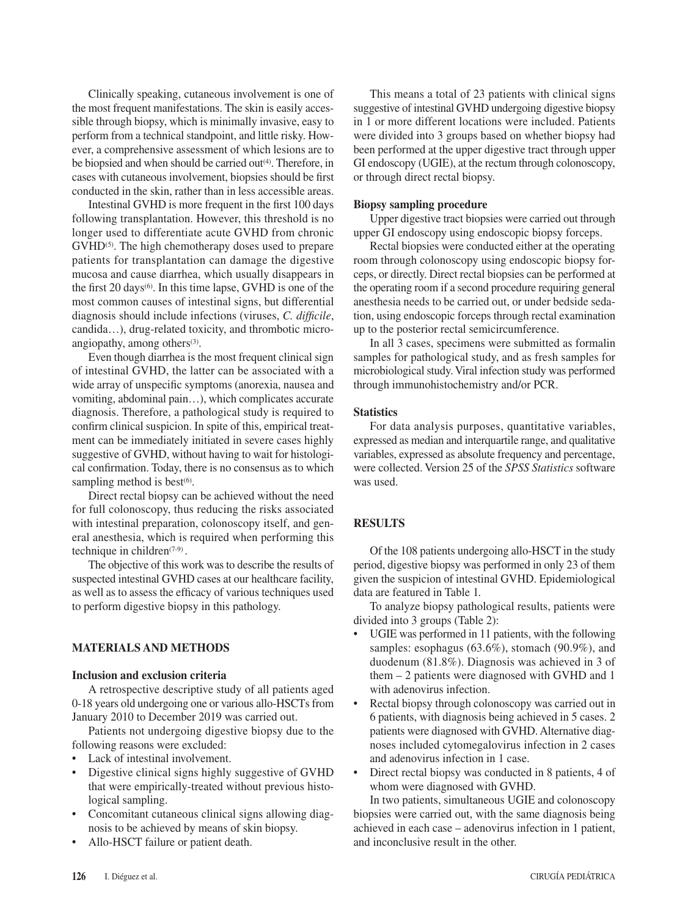Clinically speaking, cutaneous involvement is one of the most frequent manifestations. The skin is easily accessible through biopsy, which is minimally invasive, easy to perform from a technical standpoint, and little risky. However, a comprehensive assessment of which lesions are to be biopsied and when should be carried out[4]. Therefore, in cases with cutaneous involvement, biopsies should be first conducted in the skin, rather than in less accessible areas.

Intestinal GVHD is more frequent in the first 100 days following transplantation. However, this threshold is no longer used to differentiate acute GVHD from chronic GVHD[5]. The high chemotherapy doses used to prepare patients for transplantation can damage the digestive mucosa and cause diarrhea, which usually disappears in the first 20 days[6]. In this time lapse, GVHD is one of the most common causes of intestinal signs, but differential diagnosis should include infections (viruses, *C. difficile*, candida…), drug-related toxicity, and thrombotic microangiopathy, among others[3].

Even though diarrhea is the most frequent clinical sign of intestinal GVHD, the latter can be associated with a wide array of unspecific symptoms (anorexia, nausea and vomiting, abdominal pain…), which complicates accurate diagnosis. Therefore, a pathological study is required to confirm clinical suspicion. In spite of this, empirical treatment can be immediately initiated in severe cases highly suggestive of GVHD, without having to wait for histological confirmation. Today, there is no consensus as to which sampling method is best[6].

Direct rectal biopsy can be achieved without the need for full colonoscopy, thus reducing the risks associated with intestinal preparation, colonoscopy itself, and general anesthesia, which is required when performing this technique in children[7-9].

The objective of this work was to describe the results of suspected intestinal GVHD cases at our healthcare facility, as well as to assess the efficacy of various techniques used to perform digestive biopsy in this pathology.

## MATERIALS AND METHODS

### Inclusion and exclusion criteria

A retrospective descriptive study of all patients aged 0-18 years old undergoing one or various allo-HSCTs from January 2010 to December 2019 was carried out.

Patients not undergoing digestive biopsy due to the following reasons were excluded:

- Lack of intestinal involvement.
- Digestive clinical signs highly suggestive of GVHD that were empirically-treated without previous histological sampling.
- Concomitant cutaneous clinical signs allowing diagnosis to be achieved by means of skin biopsy.
- Allo-HSCT failure or patient death.

This means a total of 23 patients with clinical signs suggestive of intestinal GVHD undergoing digestive biopsy in 1 or more different locations were included. Patients were divided into 3 groups based on whether biopsy had been performed at the upper digestive tract through upper GI endoscopy (UGIE), at the rectum through colonoscopy, or through direct rectal biopsy.

### Biopsy sampling procedure

Upper digestive tract biopsies were carried out through upper GI endoscopy using endoscopic biopsy forceps.

Rectal biopsies were conducted either at the operating room through colonoscopy using endoscopic biopsy forceps, or directly. Direct rectal biopsies can be performed at the operating room if a second procedure requiring general anesthesia needs to be carried out, or under bedside sedation, using endoscopic forceps through rectal examination up to the posterior rectal semicircumference.

In all 3 cases, specimens were submitted as formalin samples for pathological study, and as fresh samples for microbiological study. Viral infection study was performed through immunohistochemistry and/or PCR.

### Statistics

For data analysis purposes, quantitative variables, expressed as median and interquartile range, and qualitative variables, expressed as absolute frequency and percentage, were collected. Version 25 of the *SPSS Statistics* software was used.

## RESULTS

Of the 108 patients undergoing allo-HSCT in the study period, digestive biopsy was performed in only 23 of them given the suspicion of intestinal GVHD. Epidemiological data are featured in Table 1.

To analyze biopsy pathological results, patients were divided into 3 groups (Table 2):

- UGIE was performed in 11 patients, with the following samples: esophagus (63.6%), stomach (90.9%), and duodenum (81.8%). Diagnosis was achieved in 3 of them – 2 patients were diagnosed with GVHD and 1 with adenovirus infection.
- Rectal biopsy through colonoscopy was carried out in 6 patients, with diagnosis being achieved in 5 cases. 2 patients were diagnosed with GVHD. Alternative diagnoses included cytomegalovirus infection in 2 cases and adenovirus infection in 1 case.
- Direct rectal biopsy was conducted in 8 patients, 4 of whom were diagnosed with GVHD.

In two patients, simultaneous UGIE and colonoscopy biopsies were carried out, with the same diagnosis being achieved in each case – adenovirus infection in 1 patient, and inconclusive result in the other.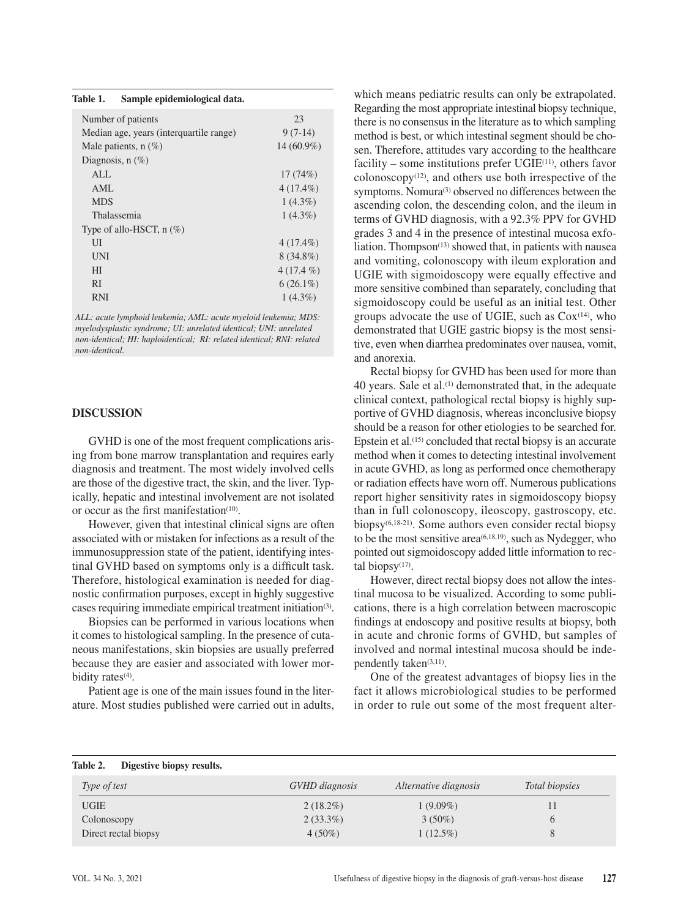**Table 1. Sample epidemiological data.**

| | |
|---|---|
| Number of patients | 23 |
| Median age, years (interquartile range) | 9 (7-14) |
| Male patients, n (%) | 14 (60.9%) |
| Diagnosis, n (%) | |
| ALL | 17 (74%) |
| AML | 4 (17.4%) |
| MDS | 1 (4.3%) |
| Thalassemia | 1 (4.3%) |
| Type of allo-HSCT, n (%) | |
| UI | 4 (17.4%) |
| UNI | 8 (34.8%) |
| HI | 4 (17.4 %) |
| RI | 6 (26.1%) |
| RNI | 1 (4.3%) |

*ALL: acute lymphoid leukemia; AML: acute myeloid leukemia; MDS: myelodysplastic syndrome; UI: unrelated identical; UNI: unrelated non-identical; HI: haploidentical; RI: related identical; RNI: related non-identical.*

## DISCUSSION

GVHD is one of the most frequent complications arising from bone marrow transplantation and requires early diagnosis and treatment. The most widely involved cells are those of the digestive tract, the skin, and the liver. Typically, hepatic and intestinal involvement are not isolated or occur as the first manifestation[10].

However, given that intestinal clinical signs are often associated with or mistaken for infections as a result of the immunosuppression state of the patient, identifying intestinal GVHD based on symptoms only is a difficult task. Therefore, histological examination is needed for diagnostic confirmation purposes, except in highly suggestive cases requiring immediate empirical treatment initiation[3].

Biopsies can be performed in various locations when it comes to histological sampling. In the presence of cutaneous manifestations, skin biopsies are usually preferred because they are easier and associated with lower morbidity rates[4].

Patient age is one of the main issues found in the literature. Most studies published were carried out in adults, which means pediatric results can only be extrapolated. Regarding the most appropriate intestinal biopsy technique, there is no consensus in the literature as to which sampling method is best, or which intestinal segment should be chosen. Therefore, attitudes vary according to the healthcare facility – some institutions prefer UGIE[11], others favor colonoscopy[12], and others use both irrespective of the symptoms. Nomura[3] observed no differences between the ascending colon, the descending colon, and the ileum in terms of GVHD diagnosis, with a 92.3% PPV for GVHD grades 3 and 4 in the presence of intestinal mucosa exfoliation. Thompson[13] showed that, in patients with nausea and vomiting, colonoscopy with ileum exploration and UGIE with sigmoidoscopy were equally effective and more sensitive combined than separately, concluding that sigmoidoscopy could be useful as an initial test. Other groups advocate the use of UGIE, such as Cox[14], who demonstrated that UGIE gastric biopsy is the most sensitive, even when diarrhea predominates over nausea, vomit, and anorexia.

Rectal biopsy for GVHD has been used for more than 40 years. Sale et al.[1] demonstrated that, in the adequate clinical context, pathological rectal biopsy is highly supportive of GVHD diagnosis, whereas inconclusive biopsy should be a reason for other etiologies to be searched for. Epstein et al.[15] concluded that rectal biopsy is an accurate method when it comes to detecting intestinal involvement in acute GVHD, as long as performed once chemotherapy or radiation effects have worn off. Numerous publications report higher sensitivity rates in sigmoidoscopy biopsy than in full colonoscopy, ileoscopy, gastroscopy, etc. biopsy[6,18-21]. Some authors even consider rectal biopsy to be the most sensitive area[6,18,19], such as Nydegger, who pointed out sigmoidoscopy added little information to rectal biopsy[17].

However, direct rectal biopsy does not allow the intestinal mucosa to be visualized. According to some publications, there is a high correlation between macroscopic findings at endoscopy and positive results at biopsy, both in acute and chronic forms of GVHD, but samples of involved and normal intestinal mucosa should be independently taken[3,11].

One of the greatest advantages of biopsy lies in the fact it allows microbiological studies to be performed in order to rule out some of the most frequent alter-

**Table 2. Digestive biopsy results.**

| *Type of test* | *GVHD diagnosis* | *Alternative diagnosis* | *Total biopsies* |
|---|---|---|---|
| UGIE | 2 (18.2%) | 1 (9.09%) | 11 |
| Colonoscopy | 2 (33.3%) | 3 (50%) | 6 |
| Direct rectal biopsy | 4 (50%) | 1 (12.5%) | 8 |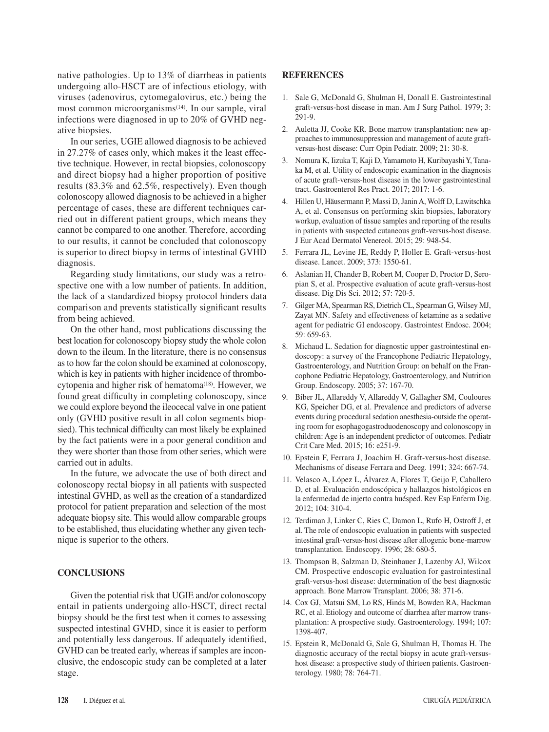native pathologies. Up to 13% of diarrheas in patients undergoing allo-HSCT are of infectious etiology, with viruses (adenovirus, cytomegalovirus, etc.) being the most common microorganisms[14]. In our sample, viral infections were diagnosed in up to 20% of GVHD negative biopsies.

In our series, UGIE allowed diagnosis to be achieved in 27.27% of cases only, which makes it the least effective technique. However, in rectal biopsies, colonoscopy and direct biopsy had a higher proportion of positive results (83.3% and 62.5%, respectively). Even though colonoscopy allowed diagnosis to be achieved in a higher percentage of cases, these are different techniques carried out in different patient groups, which means they cannot be compared to one another. Therefore, according to our results, it cannot be concluded that colonoscopy is superior to direct biopsy in terms of intestinal GVHD diagnosis.

Regarding study limitations, our study was a retrospective one with a low number of patients. In addition, the lack of a standardized biopsy protocol hinders data comparison and prevents statistically significant results from being achieved.

On the other hand, most publications discussing the best location for colonoscopy biopsy study the whole colon down to the ileum. In the literature, there is no consensus as to how far the colon should be examined at colonoscopy, which is key in patients with higher incidence of thrombocytopenia and higher risk of hematoma[18]. However, we found great difficulty in completing colonoscopy, since we could explore beyond the ileocecal valve in one patient only (GVHD positive result in all colon segments biopsied). This technical difficulty can most likely be explained by the fact patients were in a poor general condition and they were shorter than those from other series, which were carried out in adults.

In the future, we advocate the use of both direct and colonoscopy rectal biopsy in all patients with suspected intestinal GVHD, as well as the creation of a standardized protocol for patient preparation and selection of the most adequate biopsy site. This would allow comparable groups to be established, thus elucidating whether any given technique is superior to the others.

## CONCLUSIONS

Given the potential risk that UGIE and/or colonoscopy entail in patients undergoing allo-HSCT, direct rectal biopsy should be the first test when it comes to assessing suspected intestinal GVHD, since it is easier to perform and potentially less dangerous. If adequately identified, GVHD can be treated early, whereas if samples are inconclusive, the endoscopic study can be completed at a later stage.

## REFERENCES

1. Sale G, McDonald G, Shulman H, Donall E. Gastrointestinal graft-versus-host disease in man. Am J Surg Pathol. 1979; 3: 291-9.
2. Auletta JJ, Cooke KR. Bone marrow transplantation: new approaches to immunosuppression and management of acute graft-versus-host disease: Curr Opin Pediatr. 2009; 21: 30-8.
3. Nomura K, Iizuka T, Kaji D, Yamamoto H, Kuribayashi Y, Tanaka M, et al. Utility of endoscopic examination in the diagnosis of acute graft-versus-host disease in the lower gastrointestinal tract. Gastroenterol Res Pract. 2017; 2017: 1-6.
4. Hillen U, Häusermann P, Massi D, Janin A, Wolff D, Lawitschka A, et al. Consensus on performing skin biopsies, laboratory workup, evaluation of tissue samples and reporting of the results in patients with suspected cutaneous graft-versus-host disease. J Eur Acad Dermatol Venereol. 2015; 29: 948-54.
5. Ferrara JL, Levine JE, Reddy P, Holler E. Graft-versus-host disease. Lancet. 2009; 373: 1550-61.
6. Aslanian H, Chander B, Robert M, Cooper D, Proctor D, Seropian S, et al. Prospective evaluation of acute graft-versus-host disease. Dig Dis Sci. 2012; 57: 720-5.
7. Gilger MA, Spearman RS, Dietrich CL, Spearman G, Wilsey MJ, Zayat MN. Safety and effectiveness of ketamine as a sedative agent for pediatric GI endoscopy. Gastrointest Endosc. 2004; 59: 659-63.
8. Michaud L. Sedation for diagnostic upper gastrointestinal endoscopy: a survey of the Francophone Pediatric Hepatology, Gastroenterology, and Nutrition Group: on behalf on the Francophone Pediatric Hepatology, Gastroenterology, and Nutrition Group. Endoscopy. 2005; 37: 167-70.
9. Biber JL, Allareddy V, Allareddy V, Gallagher SM, Couloures KG, Speicher DG, et al. Prevalence and predictors of adverse events during procedural sedation anesthesia-outside the operating room for esophagogastroduodenoscopy and colonoscopy in children: Age is an independent predictor of outcomes. Pediatr Crit Care Med. 2015; 16: e251-9.
10. Epstein F, Ferrara J, Joachim H. Graft-versus-host disease. Mechanisms of disease Ferrara and Deeg. 1991; 324: 667-74.
11. Velasco A, López L, Álvarez A, Flores T, Geijo F, Caballero D, et al. Evaluación endoscópica y hallazgos histológicos en la enfermedad de injerto contra huésped. Rev Esp Enferm Dig. 2012; 104: 310-4.
12. Terdiman J, Linker C, Ries C, Damon L, Rufo H, Ostroff J, et al. The role of endoscopic evaluation in patients with suspected intestinal graft-versus-host disease after allogenic bone-marrow transplantation. Endoscopy. 1996; 28: 680-5.
13. Thompson B, Salzman D, Steinhauer J, Lazenby AJ, Wilcox CM. Prospective endoscopic evaluation for gastrointestinal graft-versus-host disease: determination of the best diagnostic approach. Bone Marrow Transplant. 2006; 38: 371-6.
14. Cox GJ, Matsui SM, Lo RS, Hinds M, Bowden RA, Hackman RC, et al. Etiology and outcome of diarrhea after marrow transplantation: A prospective study. Gastroenterology. 1994; 107: 1398-407.
15. Epstein R, McDonald G, Sale G, Shulman H, Thomas H. The diagnostic accuracy of the rectal biopsy in acute graft-versus-host disease: a prospective study of thirteen patients. Gastroenterology. 1980; 78: 764-71.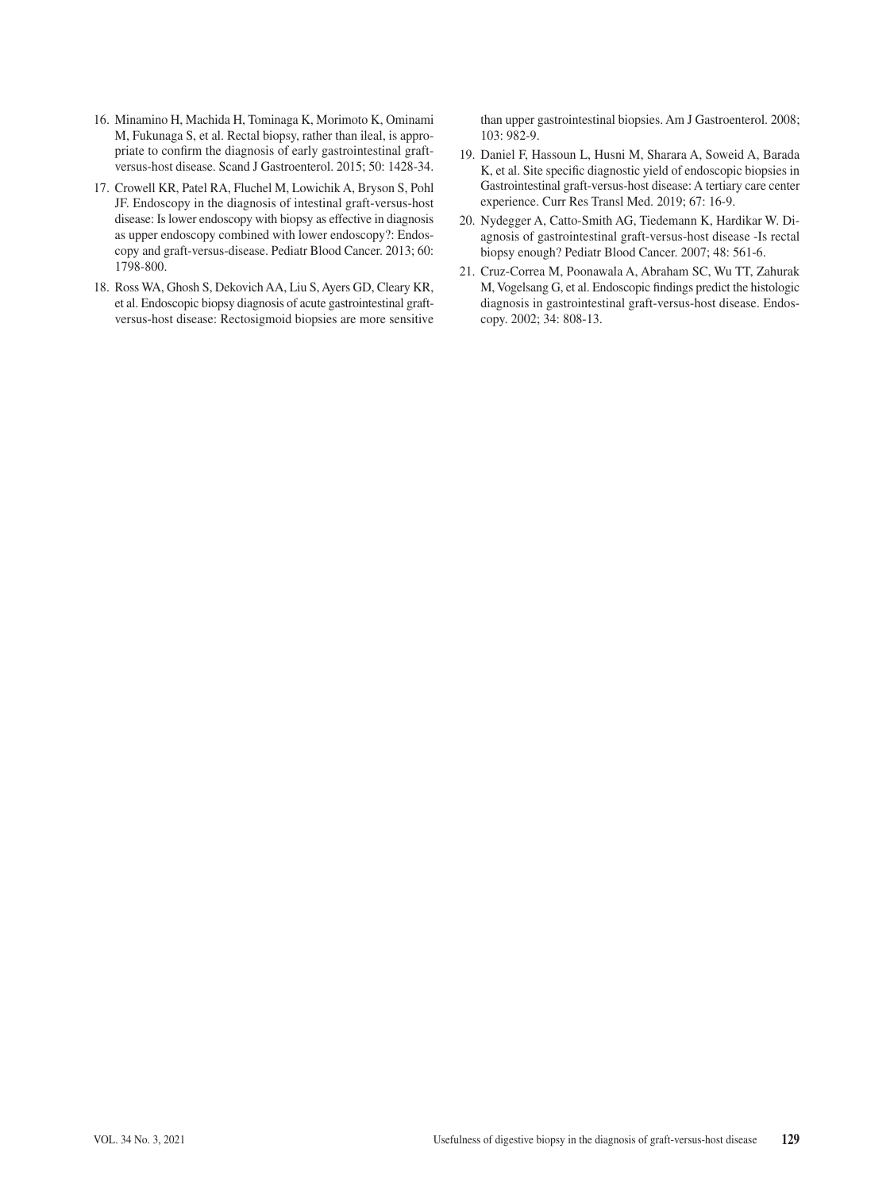16. Minamino H, Machida H, Tominaga K, Morimoto K, Ominami M, Fukunaga S, et al. Rectal biopsy, rather than ileal, is appropriate to confirm the diagnosis of early gastrointestinal graft-versus-host disease. Scand J Gastroenterol. 2015; 50: 1428-34.
17. Crowell KR, Patel RA, Fluchel M, Lowichik A, Bryson S, Pohl JF. Endoscopy in the diagnosis of intestinal graft-versus-host disease: Is lower endoscopy with biopsy as effective in diagnosis as upper endoscopy combined with lower endoscopy?: Endoscopy and graft-versus-disease. Pediatr Blood Cancer. 2013; 60: 1798-800.
18. Ross WA, Ghosh S, Dekovich AA, Liu S, Ayers GD, Cleary KR, et al. Endoscopic biopsy diagnosis of acute gastrointestinal graft-versus-host disease: Rectosigmoid biopsies are more sensitive than upper gastrointestinal biopsies. Am J Gastroenterol. 2008; 103: 982-9.
19. Daniel F, Hassoun L, Husni M, Sharara A, Soweid A, Barada K, et al. Site specific diagnostic yield of endoscopic biopsies in Gastrointestinal graft-versus-host disease: A tertiary care center experience. Curr Res Transl Med. 2019; 67: 16-9.
20. Nydegger A, Catto-Smith AG, Tiedemann K, Hardikar W. Diagnosis of gastrointestinal graft-versus-host disease -Is rectal biopsy enough? Pediatr Blood Cancer. 2007; 48: 561-6.
21. Cruz-Correa M, Poonawala A, Abraham SC, Wu TT, Zahurak M, Vogelsang G, et al. Endoscopic findings predict the histologic diagnosis in gastrointestinal graft-versus-host disease. Endoscopy. 2002; 34: 808-13.